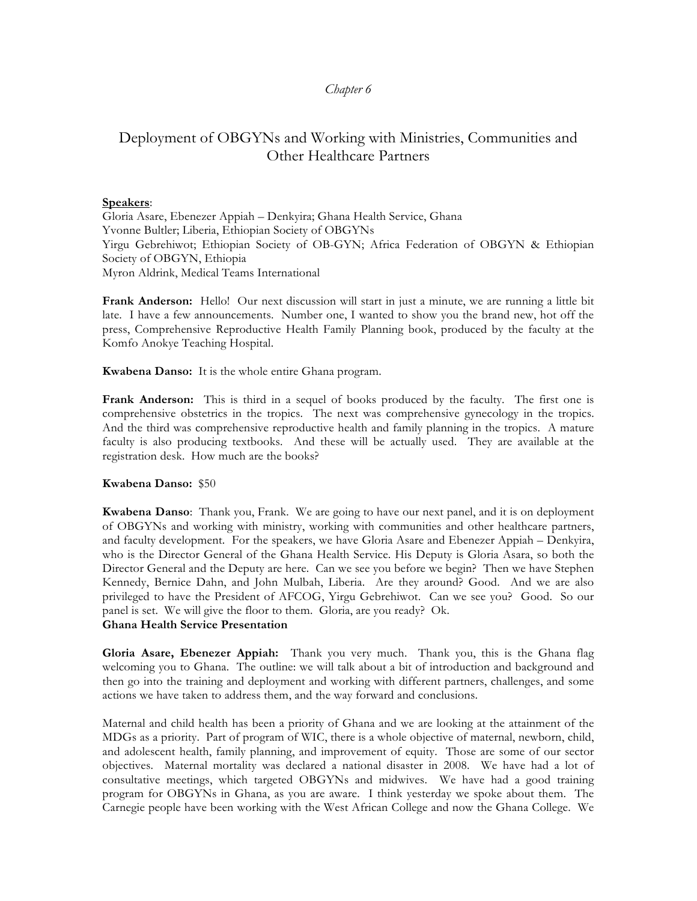*Chapter 6*

# Deployment of OBGYNs and Working with Ministries, Communities and Other Healthcare Partners

**Speakers**:
Gloria Asare, Ebenezer Appiah – Denkyira; Ghana Health Service, Ghana
Yvonne Bultler; Liberia, Ethiopian Society of OBGYNs
Yirgu Gebrehiwot; Ethiopian Society of OB-GYN; Africa Federation of OBGYN & Ethiopian Society of OBGYN, Ethiopia
Myron Aldrink, Medical Teams International

**Frank Anderson:** Hello! Our next discussion will start in just a minute, we are running a little bit late. I have a few announcements. Number one, I wanted to show you the brand new, hot off the press, Comprehensive Reproductive Health Family Planning book, produced by the faculty at the Komfo Anokye Teaching Hospital.

**Kwabena Danso:** It is the whole entire Ghana program.

**Frank Anderson:** This is third in a sequel of books produced by the faculty. The first one is comprehensive obstetrics in the tropics. The next was comprehensive gynecology in the tropics. And the third was comprehensive reproductive health and family planning in the tropics. A mature faculty is also producing textbooks. And these will be actually used. They are available at the registration desk. How much are the books?

**Kwabena Danso:** $50

**Kwabena Danso**: Thank you, Frank. We are going to have our next panel, and it is on deployment of OBGYNs and working with ministry, working with communities and other healthcare partners, and faculty development. For the speakers, we have Gloria Asare and Ebenezer Appiah – Denkyira, who is the Director General of the Ghana Health Service. His Deputy is Gloria Asara, so both the Director General and the Deputy are here. Can we see you before we begin? Then we have Stephen Kennedy, Bernice Dahn, and John Mulbah, Liberia. Are they around? Good. And we are also privileged to have the President of AFCOG, Yirgu Gebrehiwot. Can we see you? Good. So our panel is set. We will give the floor to them. Gloria, are you ready? Ok.

**Ghana Health Service Presentation**

**Gloria Asare, Ebenezer Appiah:** Thank you very much. Thank you, this is the Ghana flag welcoming you to Ghana. The outline: we will talk about a bit of introduction and background and then go into the training and deployment and working with different partners, challenges, and some actions we have taken to address them, and the way forward and conclusions.

Maternal and child health has been a priority of Ghana and we are looking at the attainment of the MDGs as a priority. Part of program of WIC, there is a whole objective of maternal, newborn, child, and adolescent health, family planning, and improvement of equity. Those are some of our sector objectives. Maternal mortality was declared a national disaster in 2008. We have had a lot of consultative meetings, which targeted OBGYNs and midwives. We have had a good training program for OBGYNs in Ghana, as you are aware. I think yesterday we spoke about them. The Carnegie people have been working with the West African College and now the Ghana College. We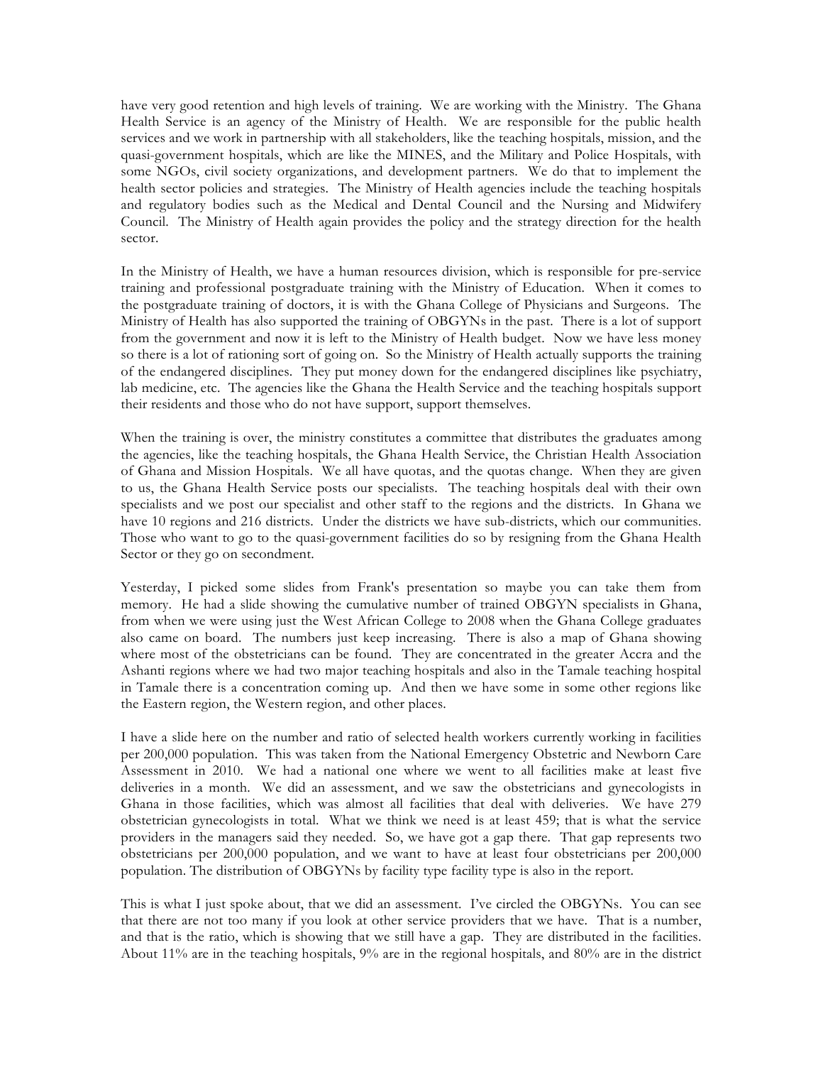have very good retention and high levels of training. We are working with the Ministry. The Ghana Health Service is an agency of the Ministry of Health. We are responsible for the public health services and we work in partnership with all stakeholders, like the teaching hospitals, mission, and the quasi-government hospitals, which are like the MINES, and the Military and Police Hospitals, with some NGOs, civil society organizations, and development partners. We do that to implement the health sector policies and strategies. The Ministry of Health agencies include the teaching hospitals and regulatory bodies such as the Medical and Dental Council and the Nursing and Midwifery Council. The Ministry of Health again provides the policy and the strategy direction for the health sector.

In the Ministry of Health, we have a human resources division, which is responsible for pre-service training and professional postgraduate training with the Ministry of Education. When it comes to the postgraduate training of doctors, it is with the Ghana College of Physicians and Surgeons. The Ministry of Health has also supported the training of OBGYNs in the past. There is a lot of support from the government and now it is left to the Ministry of Health budget. Now we have less money so there is a lot of rationing sort of going on. So the Ministry of Health actually supports the training of the endangered disciplines. They put money down for the endangered disciplines like psychiatry, lab medicine, etc. The agencies like the Ghana the Health Service and the teaching hospitals support their residents and those who do not have support, support themselves.

When the training is over, the ministry constitutes a committee that distributes the graduates among the agencies, like the teaching hospitals, the Ghana Health Service, the Christian Health Association of Ghana and Mission Hospitals. We all have quotas, and the quotas change. When they are given to us, the Ghana Health Service posts our specialists. The teaching hospitals deal with their own specialists and we post our specialist and other staff to the regions and the districts. In Ghana we have 10 regions and 216 districts. Under the districts we have sub-districts, which our communities. Those who want to go to the quasi-government facilities do so by resigning from the Ghana Health Sector or they go on secondment.

Yesterday, I picked some slides from Frank's presentation so maybe you can take them from memory. He had a slide showing the cumulative number of trained OBGYN specialists in Ghana, from when we were using just the West African College to 2008 when the Ghana College graduates also came on board. The numbers just keep increasing. There is also a map of Ghana showing where most of the obstetricians can be found. They are concentrated in the greater Accra and the Ashanti regions where we had two major teaching hospitals and also in the Tamale teaching hospital in Tamale there is a concentration coming up. And then we have some in some other regions like the Eastern region, the Western region, and other places.

I have a slide here on the number and ratio of selected health workers currently working in facilities per 200,000 population. This was taken from the National Emergency Obstetric and Newborn Care Assessment in 2010. We had a national one where we went to all facilities make at least five deliveries in a month. We did an assessment, and we saw the obstetricians and gynecologists in Ghana in those facilities, which was almost all facilities that deal with deliveries. We have 279 obstetrician gynecologists in total. What we think we need is at least 459; that is what the service providers in the managers said they needed. So, we have got a gap there. That gap represents two obstetricians per 200,000 population, and we want to have at least four obstetricians per 200,000 population. The distribution of OBGYNs by facility type facility type is also in the report.

This is what I just spoke about, that we did an assessment. I've circled the OBGYNs. You can see that there are not too many if you look at other service providers that we have. That is a number, and that is the ratio, which is showing that we still have a gap. They are distributed in the facilities. About 11% are in the teaching hospitals, 9% are in the regional hospitals, and 80% are in the district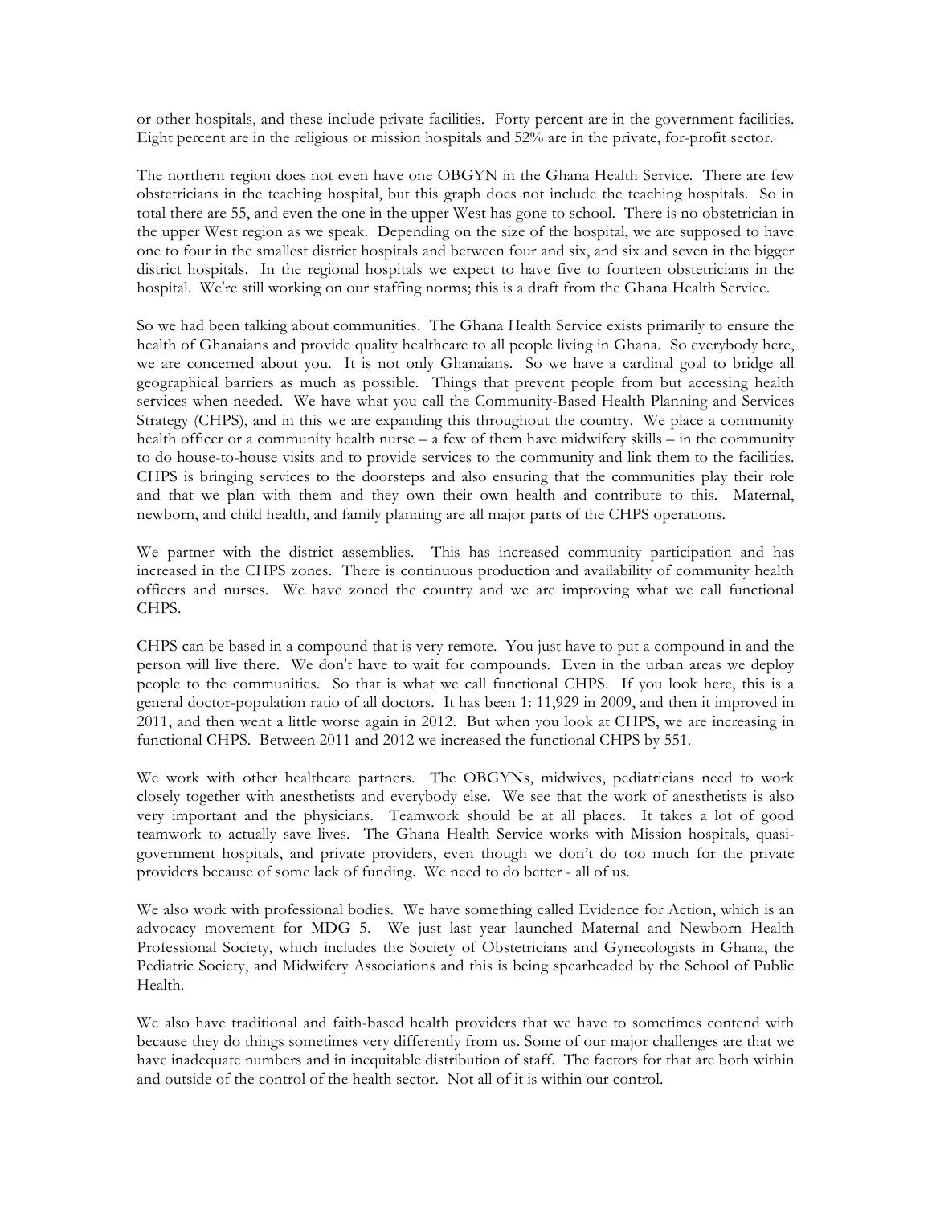or other hospitals, and these include private facilities. Forty percent are in the government facilities. Eight percent are in the religious or mission hospitals and 52% are in the private, for-profit sector.

The northern region does not even have one OBGYN in the Ghana Health Service. There are few obstetricians in the teaching hospital, but this graph does not include the teaching hospitals. So in total there are 55, and even the one in the upper West has gone to school. There is no obstetrician in the upper West region as we speak. Depending on the size of the hospital, we are supposed to have one to four in the smallest district hospitals and between four and six, and six and seven in the bigger district hospitals. In the regional hospitals we expect to have five to fourteen obstetricians in the hospital. We're still working on our staffing norms; this is a draft from the Ghana Health Service.

So we had been talking about communities. The Ghana Health Service exists primarily to ensure the health of Ghanaians and provide quality healthcare to all people living in Ghana. So everybody here, we are concerned about you. It is not only Ghanaians. So we have a cardinal goal to bridge all geographical barriers as much as possible. Things that prevent people from but accessing health services when needed. We have what you call the Community-Based Health Planning and Services Strategy (CHPS), and in this we are expanding this throughout the country. We place a community health officer or a community health nurse – a few of them have midwifery skills – in the community to do house-to-house visits and to provide services to the community and link them to the facilities. CHPS is bringing services to the doorsteps and also ensuring that the communities play their role and that we plan with them and they own their own health and contribute to this. Maternal, newborn, and child health, and family planning are all major parts of the CHPS operations.

We partner with the district assemblies. This has increased community participation and has increased in the CHPS zones. There is continuous production and availability of community health officers and nurses. We have zoned the country and we are improving what we call functional CHPS.

CHPS can be based in a compound that is very remote. You just have to put a compound in and the person will live there. We don't have to wait for compounds. Even in the urban areas we deploy people to the communities. So that is what we call functional CHPS. If you look here, this is a general doctor-population ratio of all doctors. It has been 1: 11,929 in 2009, and then it improved in 2011, and then went a little worse again in 2012. But when you look at CHPS, we are increasing in functional CHPS. Between 2011 and 2012 we increased the functional CHPS by 551.

We work with other healthcare partners. The OBGYNs, midwives, pediatricians need to work closely together with anesthetists and everybody else. We see that the work of anesthetists is also very important and the physicians. Teamwork should be at all places. It takes a lot of good teamwork to actually save lives. The Ghana Health Service works with Mission hospitals, quasi-government hospitals, and private providers, even though we don't do too much for the private providers because of some lack of funding. We need to do better - all of us.

We also work with professional bodies. We have something called Evidence for Action, which is an advocacy movement for MDG 5. We just last year launched Maternal and Newborn Health Professional Society, which includes the Society of Obstetricians and Gynecologists in Ghana, the Pediatric Society, and Midwifery Associations and this is being spearheaded by the School of Public Health.

We also have traditional and faith-based health providers that we have to sometimes contend with because they do things sometimes very differently from us. Some of our major challenges are that we have inadequate numbers and in inequitable distribution of staff. The factors for that are both within and outside of the control of the health sector. Not all of it is within our control.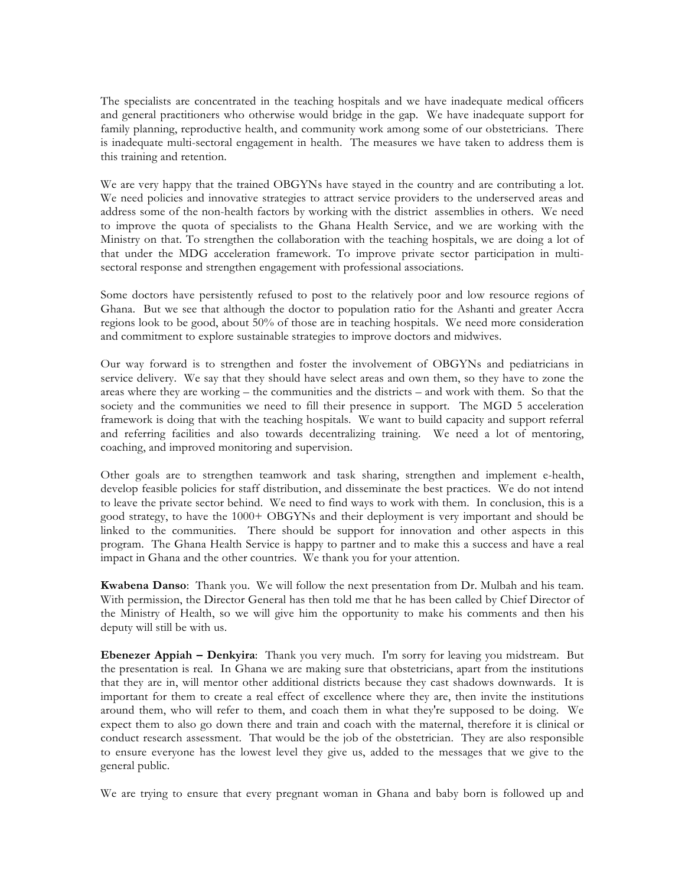The specialists are concentrated in the teaching hospitals and we have inadequate medical officers and general practitioners who otherwise would bridge in the gap. We have inadequate support for family planning, reproductive health, and community work among some of our obstetricians. There is inadequate multi-sectoral engagement in health. The measures we have taken to address them is this training and retention.

We are very happy that the trained OBGYNs have stayed in the country and are contributing a lot. We need policies and innovative strategies to attract service providers to the underserved areas and address some of the non-health factors by working with the district assemblies in others. We need to improve the quota of specialists to the Ghana Health Service, and we are working with the Ministry on that. To strengthen the collaboration with the teaching hospitals, we are doing a lot of that under the MDG acceleration framework. To improve private sector participation in multi-sectoral response and strengthen engagement with professional associations.

Some doctors have persistently refused to post to the relatively poor and low resource regions of Ghana. But we see that although the doctor to population ratio for the Ashanti and greater Accra regions look to be good, about 50% of those are in teaching hospitals. We need more consideration and commitment to explore sustainable strategies to improve doctors and midwives.

Our way forward is to strengthen and foster the involvement of OBGYNs and pediatricians in service delivery. We say that they should have select areas and own them, so they have to zone the areas where they are working – the communities and the districts – and work with them. So that the society and the communities we need to fill their presence in support. The MGD 5 acceleration framework is doing that with the teaching hospitals. We want to build capacity and support referral and referring facilities and also towards decentralizing training. We need a lot of mentoring, coaching, and improved monitoring and supervision.

Other goals are to strengthen teamwork and task sharing, strengthen and implement e-health, develop feasible policies for staff distribution, and disseminate the best practices. We do not intend to leave the private sector behind. We need to find ways to work with them. In conclusion, this is a good strategy, to have the 1000+ OBGYNs and their deployment is very important and should be linked to the communities. There should be support for innovation and other aspects in this program. The Ghana Health Service is happy to partner and to make this a success and have a real impact in Ghana and the other countries. We thank you for your attention.

**Kwabena Danso**: Thank you. We will follow the next presentation from Dr. Mulbah and his team. With permission, the Director General has then told me that he has been called by Chief Director of the Ministry of Health, so we will give him the opportunity to make his comments and then his deputy will still be with us.

**Ebenezer Appiah – Denkyira**: Thank you very much. I'm sorry for leaving you midstream. But the presentation is real. In Ghana we are making sure that obstetricians, apart from the institutions that they are in, will mentor other additional districts because they cast shadows downwards. It is important for them to create a real effect of excellence where they are, then invite the institutions around them, who will refer to them, and coach them in what they're supposed to be doing. We expect them to also go down there and train and coach with the maternal, therefore it is clinical or conduct research assessment. That would be the job of the obstetrician. They are also responsible to ensure everyone has the lowest level they give us, added to the messages that we give to the general public.

We are trying to ensure that every pregnant woman in Ghana and baby born is followed up and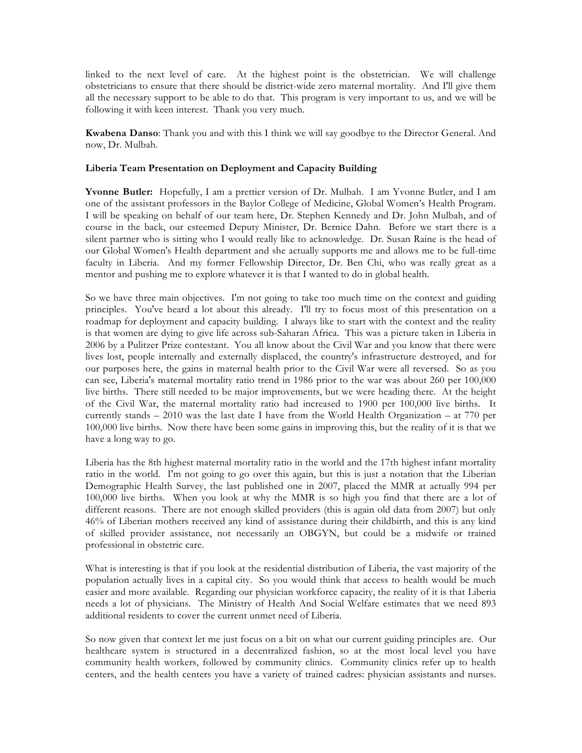linked to the next level of care. At the highest point is the obstetrician. We will challenge obstetricians to ensure that there should be district-wide zero maternal mortality. And I'll give them all the necessary support to be able to do that. This program is very important to us, and we will be following it with keen interest. Thank you very much.

**Kwabena Danso**: Thank you and with this I think we will say goodbye to the Director General. And now, Dr. Mulbah.

**Liberia Team Presentation on Deployment and Capacity Building**

**Yvonne Butler:** Hopefully, I am a prettier version of Dr. Mulbah. I am Yvonne Butler, and I am one of the assistant professors in the Baylor College of Medicine, Global Women's Health Program. I will be speaking on behalf of our team here, Dr. Stephen Kennedy and Dr. John Mulbah, and of course in the back, our esteemed Deputy Minister, Dr. Bernice Dahn. Before we start there is a silent partner who is sitting who I would really like to acknowledge. Dr. Susan Raine is the head of our Global Women's Health department and she actually supports me and allows me to be full-time faculty in Liberia. And my former Fellowship Director, Dr. Ben Chi, who was really great as a mentor and pushing me to explore whatever it is that I wanted to do in global health.

So we have three main objectives. I'm not going to take too much time on the context and guiding principles. You've heard a lot about this already. I'll try to focus most of this presentation on a roadmap for deployment and capacity building. I always like to start with the context and the reality is that women are dying to give life across sub-Saharan Africa. This was a picture taken in Liberia in 2006 by a Pulitzer Prize contestant. You all know about the Civil War and you know that there were lives lost, people internally and externally displaced, the country's infrastructure destroyed, and for our purposes here, the gains in maternal health prior to the Civil War were all reversed. So as you can see, Liberia's maternal mortality ratio trend in 1986 prior to the war was about 260 per 100,000 live births. There still needed to be major improvements, but we were heading there. At the height of the Civil War, the maternal mortality ratio had increased to 1900 per 100,000 live births. It currently stands – 2010 was the last date I have from the World Health Organization – at 770 per 100,000 live births. Now there have been some gains in improving this, but the reality of it is that we have a long way to go.

Liberia has the 8th highest maternal mortality ratio in the world and the 17th highest infant mortality ratio in the world. I'm not going to go over this again, but this is just a notation that the Liberian Demographic Health Survey, the last published one in 2007, placed the MMR at actually 994 per 100,000 live births. When you look at why the MMR is so high you find that there are a lot of different reasons. There are not enough skilled providers (this is again old data from 2007) but only 46% of Liberian mothers received any kind of assistance during their childbirth, and this is any kind of skilled provider assistance, not necessarily an OBGYN, but could be a midwife or trained professional in obstetric care.

What is interesting is that if you look at the residential distribution of Liberia, the vast majority of the population actually lives in a capital city. So you would think that access to health would be much easier and more available. Regarding our physician workforce capacity, the reality of it is that Liberia needs a lot of physicians. The Ministry of Health And Social Welfare estimates that we need 893 additional residents to cover the current unmet need of Liberia.

So now given that context let me just focus on a bit on what our current guiding principles are. Our healthcare system is structured in a decentralized fashion, so at the most local level you have community health workers, followed by community clinics. Community clinics refer up to health centers, and the health centers you have a variety of trained cadres: physician assistants and nurses.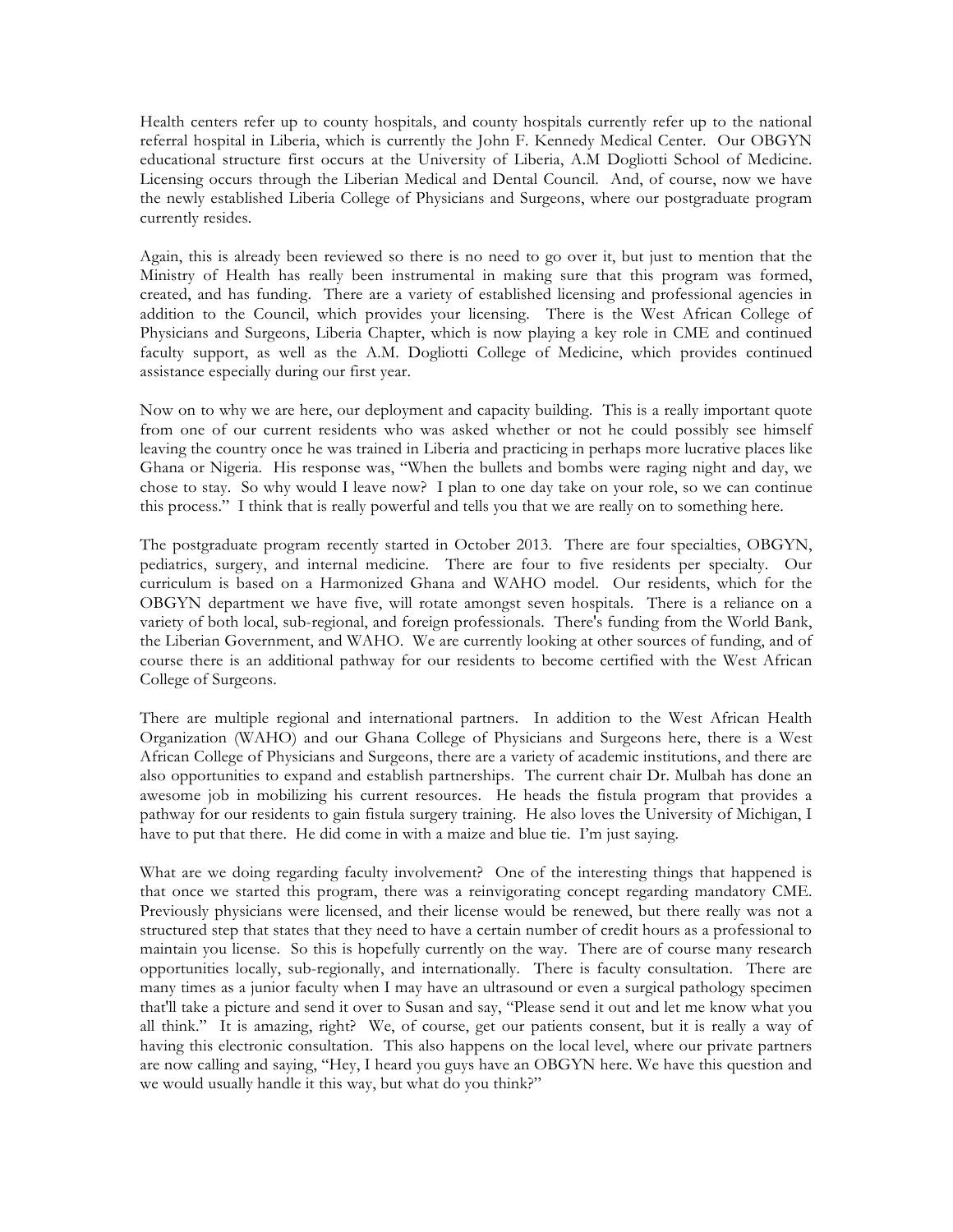Health centers refer up to county hospitals, and county hospitals currently refer up to the national referral hospital in Liberia, which is currently the John F. Kennedy Medical Center. Our OBGYN educational structure first occurs at the University of Liberia, A.M Dogliotti School of Medicine. Licensing occurs through the Liberian Medical and Dental Council. And, of course, now we have the newly established Liberia College of Physicians and Surgeons, where our postgraduate program currently resides.

Again, this is already been reviewed so there is no need to go over it, but just to mention that the Ministry of Health has really been instrumental in making sure that this program was formed, created, and has funding. There are a variety of established licensing and professional agencies in addition to the Council, which provides your licensing. There is the West African College of Physicians and Surgeons, Liberia Chapter, which is now playing a key role in CME and continued faculty support, as well as the A.M. Dogliotti College of Medicine, which provides continued assistance especially during our first year.

Now on to why we are here, our deployment and capacity building. This is a really important quote from one of our current residents who was asked whether or not he could possibly see himself leaving the country once he was trained in Liberia and practicing in perhaps more lucrative places like Ghana or Nigeria. His response was, "When the bullets and bombs were raging night and day, we chose to stay. So why would I leave now? I plan to one day take on your role, so we can continue this process." I think that is really powerful and tells you that we are really on to something here.

The postgraduate program recently started in October 2013. There are four specialties, OBGYN, pediatrics, surgery, and internal medicine. There are four to five residents per specialty. Our curriculum is based on a Harmonized Ghana and WAHO model. Our residents, which for the OBGYN department we have five, will rotate amongst seven hospitals. There is a reliance on a variety of both local, sub-regional, and foreign professionals. There's funding from the World Bank, the Liberian Government, and WAHO. We are currently looking at other sources of funding, and of course there is an additional pathway for our residents to become certified with the West African College of Surgeons.

There are multiple regional and international partners. In addition to the West African Health Organization (WAHO) and our Ghana College of Physicians and Surgeons here, there is a West African College of Physicians and Surgeons, there are a variety of academic institutions, and there are also opportunities to expand and establish partnerships. The current chair Dr. Mulbah has done an awesome job in mobilizing his current resources. He heads the fistula program that provides a pathway for our residents to gain fistula surgery training. He also loves the University of Michigan, I have to put that there. He did come in with a maize and blue tie. I'm just saying.

What are we doing regarding faculty involvement? One of the interesting things that happened is that once we started this program, there was a reinvigorating concept regarding mandatory CME. Previously physicians were licensed, and their license would be renewed, but there really was not a structured step that states that they need to have a certain number of credit hours as a professional to maintain you license. So this is hopefully currently on the way. There are of course many research opportunities locally, sub-regionally, and internationally. There is faculty consultation. There are many times as a junior faculty when I may have an ultrasound or even a surgical pathology specimen that'll take a picture and send it over to Susan and say, "Please send it out and let me know what you all think." It is amazing, right? We, of course, get our patients consent, but it is really a way of having this electronic consultation. This also happens on the local level, where our private partners are now calling and saying, "Hey, I heard you guys have an OBGYN here. We have this question and we would usually handle it this way, but what do you think?"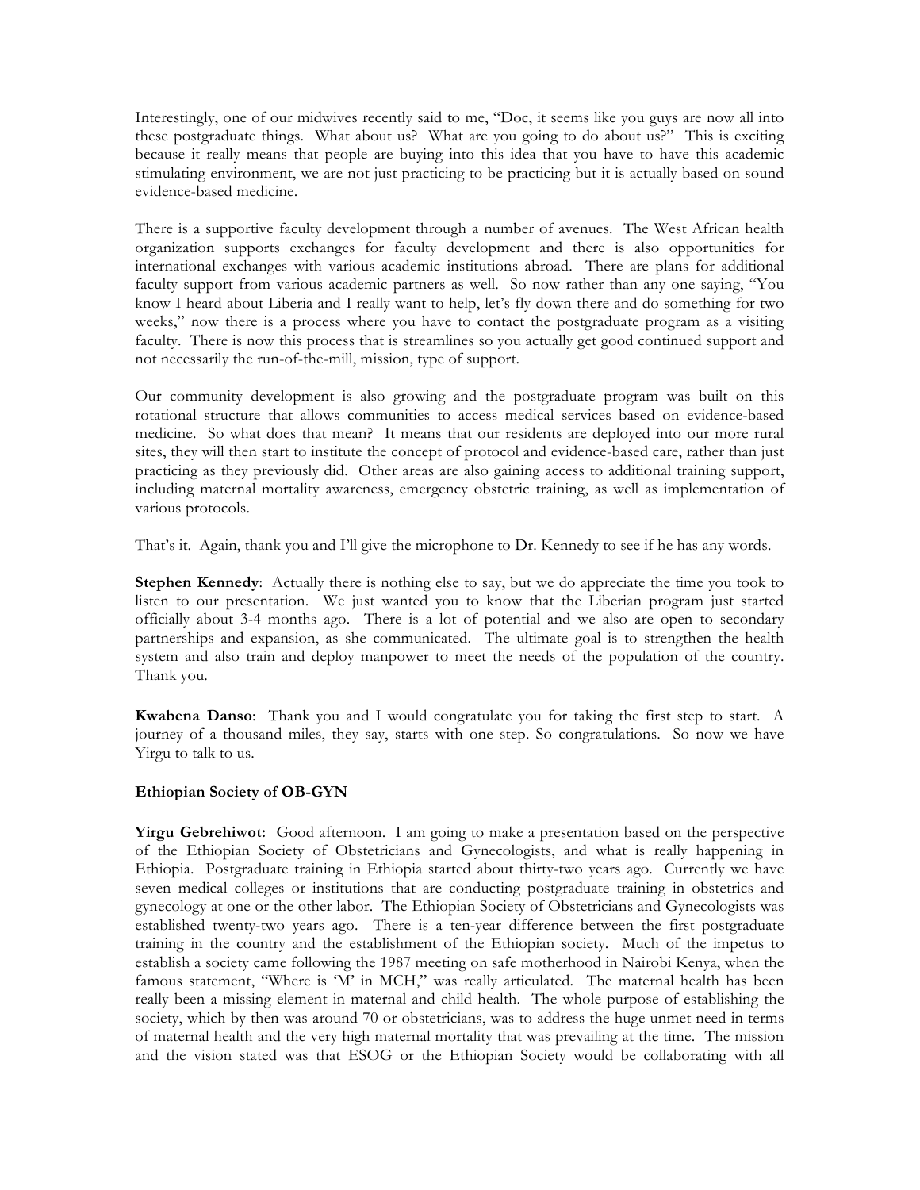Interestingly, one of our midwives recently said to me, "Doc, it seems like you guys are now all into these postgraduate things. What about us? What are you going to do about us?" This is exciting because it really means that people are buying into this idea that you have to have this academic stimulating environment, we are not just practicing to be practicing but it is actually based on sound evidence-based medicine.

There is a supportive faculty development through a number of avenues. The West African health organization supports exchanges for faculty development and there is also opportunities for international exchanges with various academic institutions abroad. There are plans for additional faculty support from various academic partners as well. So now rather than any one saying, "You know I heard about Liberia and I really want to help, let's fly down there and do something for two weeks," now there is a process where you have to contact the postgraduate program as a visiting faculty. There is now this process that is streamlines so you actually get good continued support and not necessarily the run-of-the-mill, mission, type of support.

Our community development is also growing and the postgraduate program was built on this rotational structure that allows communities to access medical services based on evidence-based medicine. So what does that mean? It means that our residents are deployed into our more rural sites, they will then start to institute the concept of protocol and evidence-based care, rather than just practicing as they previously did. Other areas are also gaining access to additional training support, including maternal mortality awareness, emergency obstetric training, as well as implementation of various protocols.

That's it. Again, thank you and I'll give the microphone to Dr. Kennedy to see if he has any words.

**Stephen Kennedy**: Actually there is nothing else to say, but we do appreciate the time you took to listen to our presentation. We just wanted you to know that the Liberian program just started officially about 3-4 months ago. There is a lot of potential and we also are open to secondary partnerships and expansion, as she communicated. The ultimate goal is to strengthen the health system and also train and deploy manpower to meet the needs of the population of the country. Thank you.

**Kwabena Danso**: Thank you and I would congratulate you for taking the first step to start. A journey of a thousand miles, they say, starts with one step. So congratulations. So now we have Yirgu to talk to us.

### Ethiopian Society of OB-GYN

**Yirgu Gebrehiwot:** Good afternoon. I am going to make a presentation based on the perspective of the Ethiopian Society of Obstetricians and Gynecologists, and what is really happening in Ethiopia. Postgraduate training in Ethiopia started about thirty-two years ago. Currently we have seven medical colleges or institutions that are conducting postgraduate training in obstetrics and gynecology at one or the other labor. The Ethiopian Society of Obstetricians and Gynecologists was established twenty-two years ago. There is a ten-year difference between the first postgraduate training in the country and the establishment of the Ethiopian society. Much of the impetus to establish a society came following the 1987 meeting on safe motherhood in Nairobi Kenya, when the famous statement, "Where is 'M' in MCH," was really articulated. The maternal health has been really been a missing element in maternal and child health. The whole purpose of establishing the society, which by then was around 70 or obstetricians, was to address the huge unmet need in terms of maternal health and the very high maternal mortality that was prevailing at the time. The mission and the vision stated was that ESOG or the Ethiopian Society would be collaborating with all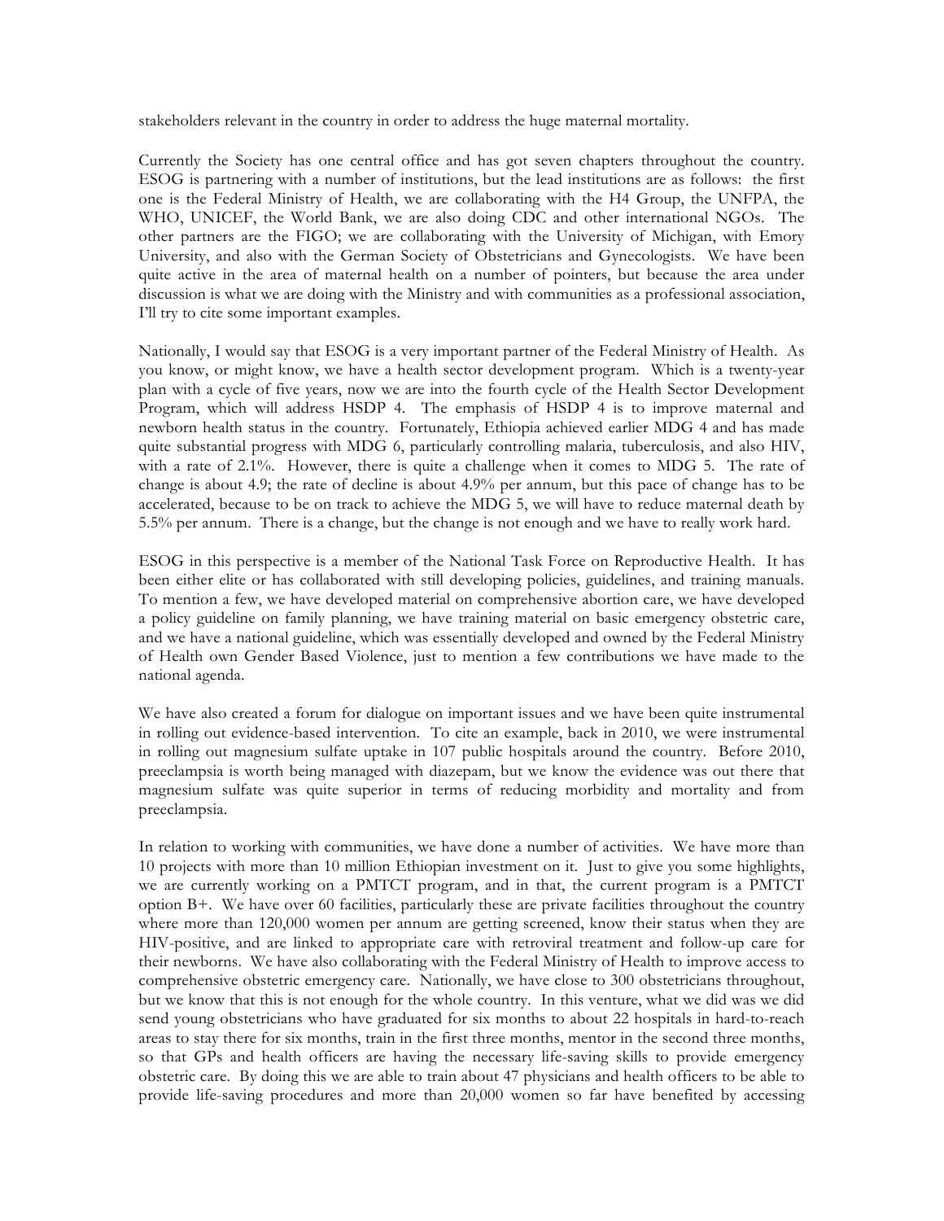stakeholders relevant in the country in order to address the huge maternal mortality.

Currently the Society has one central office and has got seven chapters throughout the country. ESOG is partnering with a number of institutions, but the lead institutions are as follows: the first one is the Federal Ministry of Health, we are collaborating with the H4 Group, the UNFPA, the WHO, UNICEF, the World Bank, we are also doing CDC and other international NGOs. The other partners are the FIGO; we are collaborating with the University of Michigan, with Emory University, and also with the German Society of Obstetricians and Gynecologists. We have been quite active in the area of maternal health on a number of pointers, but because the area under discussion is what we are doing with the Ministry and with communities as a professional association, I'll try to cite some important examples.

Nationally, I would say that ESOG is a very important partner of the Federal Ministry of Health. As you know, or might know, we have a health sector development program. Which is a twenty-year plan with a cycle of five years, now we are into the fourth cycle of the Health Sector Development Program, which will address HSDP 4. The emphasis of HSDP 4 is to improve maternal and newborn health status in the country. Fortunately, Ethiopia achieved earlier MDG 4 and has made quite substantial progress with MDG 6, particularly controlling malaria, tuberculosis, and also HIV, with a rate of 2.1%. However, there is quite a challenge when it comes to MDG 5. The rate of change is about 4.9; the rate of decline is about 4.9% per annum, but this pace of change has to be accelerated, because to be on track to achieve the MDG 5, we will have to reduce maternal death by 5.5% per annum. There is a change, but the change is not enough and we have to really work hard.

ESOG in this perspective is a member of the National Task Force on Reproductive Health. It has been either elite or has collaborated with still developing policies, guidelines, and training manuals. To mention a few, we have developed material on comprehensive abortion care, we have developed a policy guideline on family planning, we have training material on basic emergency obstetric care, and we have a national guideline, which was essentially developed and owned by the Federal Ministry of Health own Gender Based Violence, just to mention a few contributions we have made to the national agenda.

We have also created a forum for dialogue on important issues and we have been quite instrumental in rolling out evidence-based intervention. To cite an example, back in 2010, we were instrumental in rolling out magnesium sulfate uptake in 107 public hospitals around the country. Before 2010, preeclampsia is worth being managed with diazepam, but we know the evidence was out there that magnesium sulfate was quite superior in terms of reducing morbidity and mortality and from preeclampsia.

In relation to working with communities, we have done a number of activities. We have more than 10 projects with more than 10 million Ethiopian investment on it. Just to give you some highlights, we are currently working on a PMTCT program, and in that, the current program is a PMTCT option B+. We have over 60 facilities, particularly these are private facilities throughout the country where more than 120,000 women per annum are getting screened, know their status when they are HIV-positive, and are linked to appropriate care with retroviral treatment and follow-up care for their newborns. We have also collaborating with the Federal Ministry of Health to improve access to comprehensive obstetric emergency care. Nationally, we have close to 300 obstetricians throughout, but we know that this is not enough for the whole country. In this venture, what we did was we did send young obstetricians who have graduated for six months to about 22 hospitals in hard-to-reach areas to stay there for six months, train in the first three months, mentor in the second three months, so that GPs and health officers are having the necessary life-saving skills to provide emergency obstetric care. By doing this we are able to train about 47 physicians and health officers to be able to provide life-saving procedures and more than 20,000 women so far have benefited by accessing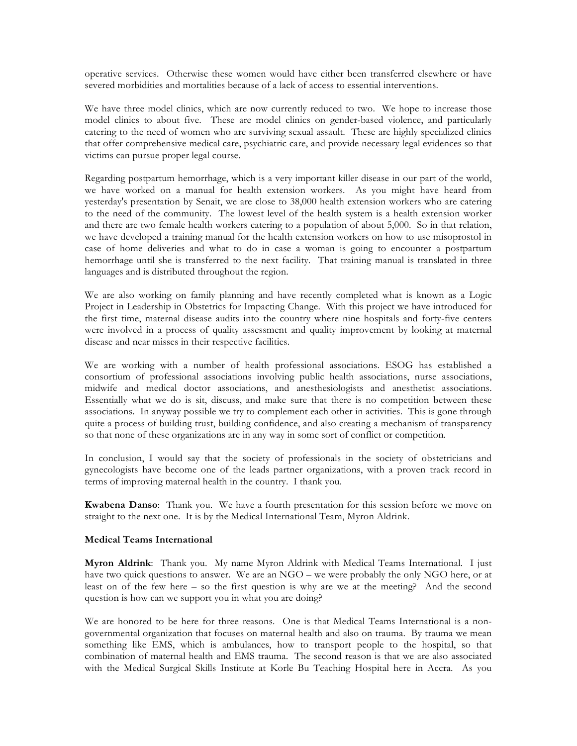operative services. Otherwise these women would have either been transferred elsewhere or have severed morbidities and mortalities because of a lack of access to essential interventions.

We have three model clinics, which are now currently reduced to two. We hope to increase those model clinics to about five. These are model clinics on gender-based violence, and particularly catering to the need of women who are surviving sexual assault. These are highly specialized clinics that offer comprehensive medical care, psychiatric care, and provide necessary legal evidences so that victims can pursue proper legal course.

Regarding postpartum hemorrhage, which is a very important killer disease in our part of the world, we have worked on a manual for health extension workers. As you might have heard from yesterday's presentation by Senait, we are close to 38,000 health extension workers who are catering to the need of the community. The lowest level of the health system is a health extension worker and there are two female health workers catering to a population of about 5,000. So in that relation, we have developed a training manual for the health extension workers on how to use misoprostol in case of home deliveries and what to do in case a woman is going to encounter a postpartum hemorrhage until she is transferred to the next facility. That training manual is translated in three languages and is distributed throughout the region.

We are also working on family planning and have recently completed what is known as a Logic Project in Leadership in Obstetrics for Impacting Change. With this project we have introduced for the first time, maternal disease audits into the country where nine hospitals and forty-five centers were involved in a process of quality assessment and quality improvement by looking at maternal disease and near misses in their respective facilities.

We are working with a number of health professional associations. ESOG has established a consortium of professional associations involving public health associations, nurse associations, midwife and medical doctor associations, and anesthesiologists and anesthetist associations. Essentially what we do is sit, discuss, and make sure that there is no competition between these associations. In anyway possible we try to complement each other in activities. This is gone through quite a process of building trust, building confidence, and also creating a mechanism of transparency so that none of these organizations are in any way in some sort of conflict or competition.

In conclusion, I would say that the society of professionals in the society of obstetricians and gynecologists have become one of the leads partner organizations, with a proven track record in terms of improving maternal health in the country. I thank you.

**Kwabena Danso**: Thank you. We have a fourth presentation for this session before we move on straight to the next one. It is by the Medical International Team, Myron Aldrink.

**Medical Teams International**

**Myron Aldrink**: Thank you. My name Myron Aldrink with Medical Teams International. I just have two quick questions to answer. We are an NGO – we were probably the only NGO here, or at least on of the few here – so the first question is why are we at the meeting? And the second question is how can we support you in what you are doing?

We are honored to be here for three reasons. One is that Medical Teams International is a non-governmental organization that focuses on maternal health and also on trauma. By trauma we mean something like EMS, which is ambulances, how to transport people to the hospital, so that combination of maternal health and EMS trauma. The second reason is that we are also associated with the Medical Surgical Skills Institute at Korle Bu Teaching Hospital here in Accra. As you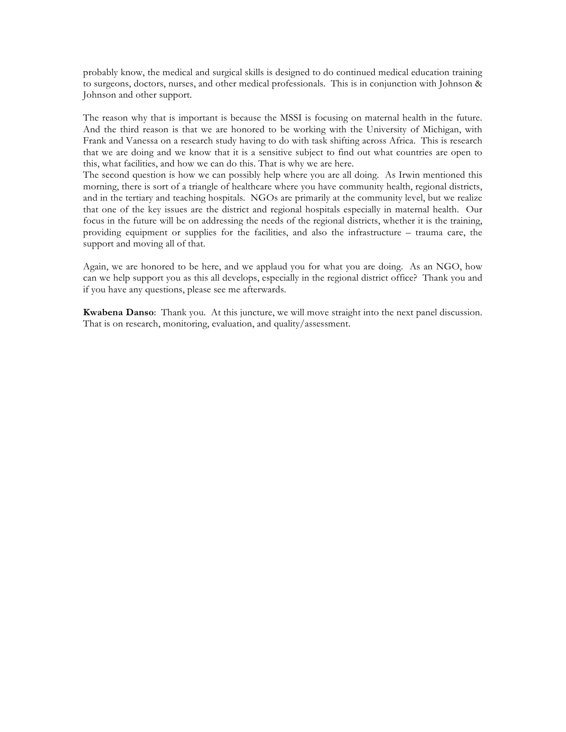probably know, the medical and surgical skills is designed to do continued medical education training to surgeons, doctors, nurses, and other medical professionals. This is in conjunction with Johnson & Johnson and other support.

The reason why that is important is because the MSSI is focusing on maternal health in the future. And the third reason is that we are honored to be working with the University of Michigan, with Frank and Vanessa on a research study having to do with task shifting across Africa. This is research that we are doing and we know that it is a sensitive subject to find out what countries are open to this, what facilities, and how we can do this. That is why we are here.

The second question is how we can possibly help where you are all doing. As Irwin mentioned this morning, there is sort of a triangle of healthcare where you have community health, regional districts, and in the tertiary and teaching hospitals. NGOs are primarily at the community level, but we realize that one of the key issues are the district and regional hospitals especially in maternal health. Our focus in the future will be on addressing the needs of the regional districts, whether it is the training, providing equipment or supplies for the facilities, and also the infrastructure – trauma care, the support and moving all of that.

Again, we are honored to be here, and we applaud you for what you are doing. As an NGO, how can we help support you as this all develops, especially in the regional district office? Thank you and if you have any questions, please see me afterwards.

**Kwabena Danso**: Thank you. At this juncture, we will move straight into the next panel discussion. That is on research, monitoring, evaluation, and quality/assessment.